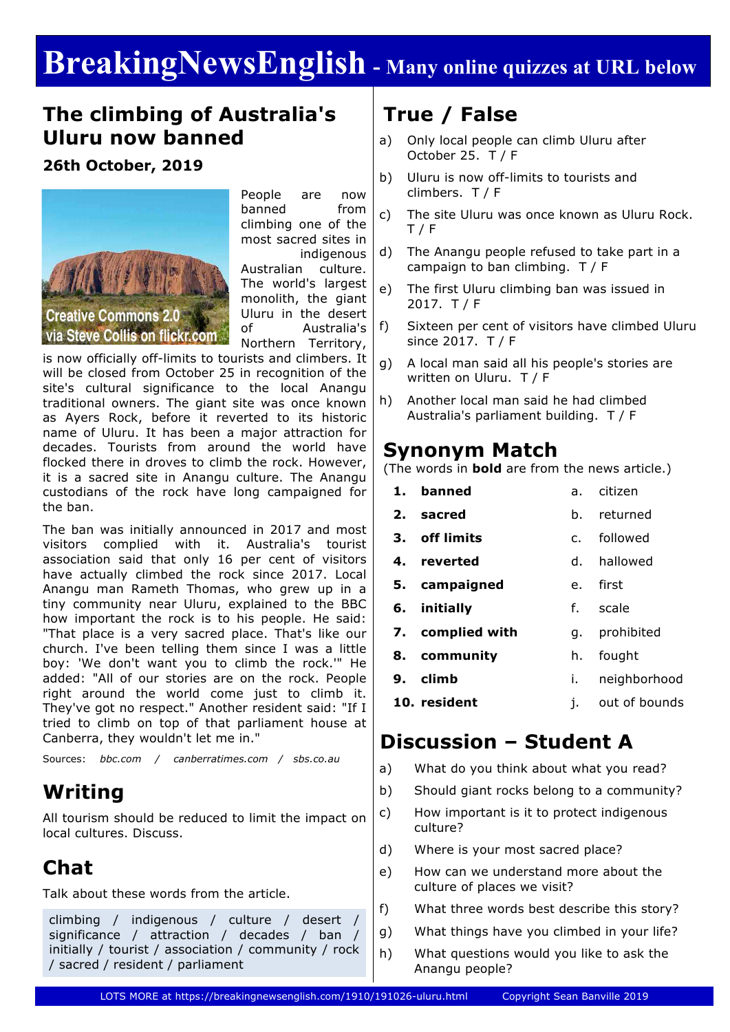# BreakingNewsEnglish - Many online quizzes at URL below

## The climbing of Australia's Uluru now banned

**26th October, 2019**

People are now banned from climbing one of the most sacred sites in indigenous Australian culture. The world's largest monolith, the giant Uluru in the desert of Australia's Northern Territory, is now officially off-limits to tourists and climbers. It will be closed from October 25 in recognition of the site's cultural significance to the local Anangu traditional owners. The giant site was once known as Ayers Rock, before it reverted to its historic name of Uluru. It has been a major attraction for decades. Tourists from around the world have flocked there in droves to climb the rock. However, it is a sacred site in Anangu culture. The Anangu custodians of the rock have long campaigned for the ban.

The ban was initially announced in 2017 and most visitors complied with it. Australia's tourist association said that only 16 per cent of visitors have actually climbed the rock since 2017. Local Anangu man Rameth Thomas, who grew up in a tiny community near Uluru, explained to the BBC how important the rock is to his people. He said: "That place is a very sacred place. That's like our church. I've been telling them since I was a little boy: 'We don't want you to climb the rock.'" He added: "All of our stories are on the rock. People right around the world come just to climb it. They've got no respect." Another resident said: "If I tried to climb on top of that parliament house at Canberra, they wouldn't let me in."

Sources: *bbc.com / canberratimes.com / sbs.co.au*

## Writing

All tourism should be reduced to limit the impact on local cultures. Discuss.

## Chat

Talk about these words from the article.

climbing / indigenous / culture / desert / significance / attraction / decades / ban / initially / tourist / association / community / rock / sacred / resident / parliament

## True / False

a) Only local people can climb Uluru after October 25. T / F

b) Uluru is now off-limits to tourists and climbers. T / F

c) The site Uluru was once known as Uluru Rock. T / F

d) The Anangu people refused to take part in a campaign to ban climbing. T / F

e) The first Uluru climbing ban was issued in 2017. T / F

f) Sixteen per cent of visitors have climbed Uluru since 2017. T / F

g) A local man said all his people's stories are written on Uluru. T / F

h) Another local man said he had climbed Australia's parliament building. T / F

## Synonym Match

(The words in **bold** are from the news article.)

| | | | |
|---|---|---|---|
| 1. | **banned** | a. | citizen |
| 2. | **sacred** | b. | returned |
| 3. | **off limits** | c. | followed |
| 4. | **reverted** | d. | hallowed |
| 5. | **campaigned** | e. | first |
| 6. | **initially** | f. | scale |
| 7. | **complied with** | g. | prohibited |
| 8. | **community** | h. | fought |
| 9. | **climb** | i. | neighborhood |
| 10. | **resident** | j. | out of bounds |

## Discussion – Student A

a) What do you think about what you read?

b) Should giant rocks belong to a community?

c) How important is it to protect indigenous culture?

d) Where is your most sacred place?

e) How can we understand more about the culture of places we visit?

f) What three words best describe this story?

g) What things have you climbed in your life?

h) What questions would you like to ask the Anangu people?

LOTS MORE at https://breakingnewsenglish.com/1910/191026-uluru.html Copyright Sean Banville 2019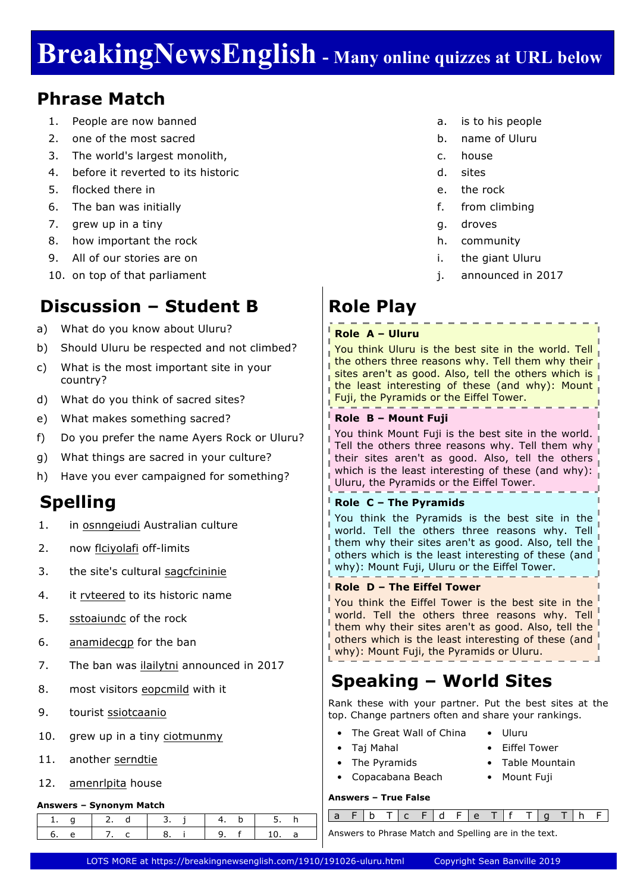# BreakingNewsEnglish - Many online quizzes at URL below

## Phrase Match

1. People are now banned
2. one of the most sacred
3. The world's largest monolith,
4. before it reverted to its historic
5. flocked there in
6. The ban was initially
7. grew up in a tiny
8. how important the rock
9. All of our stories are on
10. on top of that parliament

a. is to his people
b. name of Uluru
c. house
d. sites
e. the rock
f. from climbing
g. droves
h. community
i. the giant Uluru
j. announced in 2017

## Discussion – Student B

a) What do you know about Uluru?
b) Should Uluru be respected and not climbed?
c) What is the most important site in your country?
d) What do you think of sacred sites?
e) What makes something sacred?
f) Do you prefer the name Ayers Rock or Uluru?
g) What things are sacred in your culture?
h) Have you ever campaigned for something?

## Spelling

1. in osnngeiudi Australian culture
2. now flciyolafi off-limits
3. the site's cultural sagcfcininie
4. it rvteered to its historic name
5. sstoaiundc of the rock
6. anamidecgp for the ban
7. The ban was ilailytni announced in 2017
8. most visitors eopcmild with it
9. tourist ssiotcaanio
10. grew up in a tiny ciotmunmy
11. another serndtie
12. amenrlpita house

**Answers – Synonym Match**

| | | | | |
|---|---|---|---|---|
| 1. g | 2. d | 3. j | 4. b | 5. h |
| 6. e | 7. c | 8. i | 9. f | 10. a |

## Role Play

**Role A – Uluru**

You think Uluru is the best site in the world. Tell the others three reasons why. Tell them why their sites aren't as good. Also, tell the others which is the least interesting of these (and why): Mount Fuji, the Pyramids or the Eiffel Tower.

**Role B – Mount Fuji**

You think Mount Fuji is the best site in the world. Tell the others three reasons why. Tell them why their sites aren't as good. Also, tell the others which is the least interesting of these (and why): Uluru, the Pyramids or the Eiffel Tower.

**Role C – The Pyramids**

You think the Pyramids is the best site in the world. Tell the others three reasons why. Tell them why their sites aren't as good. Also, tell the others which is the least interesting of these (and why): Mount Fuji, Uluru or the Eiffel Tower.

**Role D – The Eiffel Tower**

You think the Eiffel Tower is the best site in the world. Tell the others three reasons why. Tell them why their sites aren't as good. Also, tell the others which is the least interesting of these (and why): Mount Fuji, the Pyramids or Uluru.

## Speaking – World Sites

Rank these with your partner. Put the best sites at the top. Change partners often and share your rankings.

- The Great Wall of China
- Taj Mahal
- The Pyramids
- Copacabana Beach
- Uluru
- Eiffel Tower
- Table Mountain
- Mount Fuji

**Answers – True False**

| | | | | | | | | | | | | | | | |
|---|---|---|---|---|---|---|---|---|---|---|---|---|---|---|---|
| a | F | b | T | c | F | d | F | e | T | f | T | g | T | h | F |

Answers to Phrase Match and Spelling are in the text.

LOTS MORE at https://breakingnewsenglish.com/1910/191026-uluru.html Copyright Sean Banville 2019